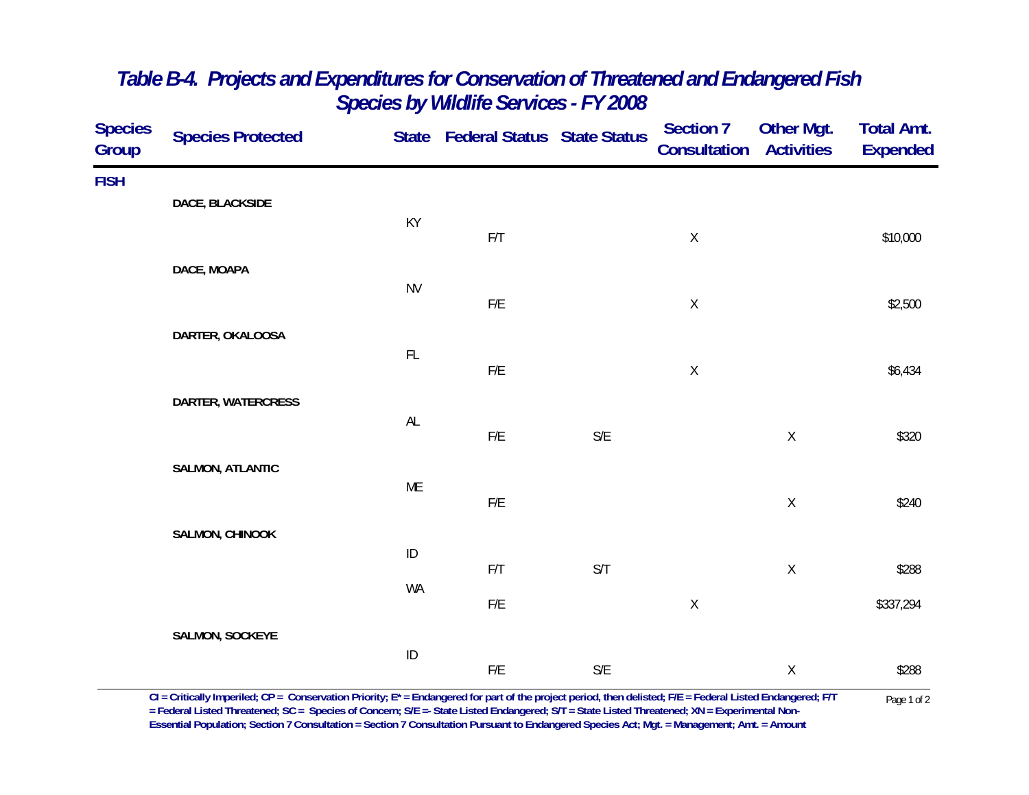# Table B-4. Projects and Expenditures for Conservation of Threatened and Endangered Fish Species by Wildlife Services - FY 2008

| Species Group | Species Protected | State | Federal Status | State Status | Section 7 Consultation | Other Mgt. Activities | Total Amt. Expended |
|---|---|---|---|---|---|---|---|
| **FISH** | | | | | | | |
| | **DACE, BLACKSIDE** | | | | | | |
| | | KY | F/T | | X | | $10,000 |
| | **DACE, MOAPA** | | | | | | |
| | | NV | F/E | | X | | $2,500 |
| | **DARTER, OKALOOSA** | | | | | | |
| | | FL | F/E | | X | | $6,434 |
| | **DARTER, WATERCRESS** | | | | | | |
| | | AL | F/E | S/E | | X | $320 |
| | **SALMON, ATLANTIC** | | | | | | |
| | | ME | F/E | | | X | $240 |
| | **SALMON, CHINOOK** | | | | | | |
| | | ID | F/T | S/T | | X | $288 |
| | | WA | F/E | | X | | $337,294 |
| | **SALMON, SOCKEYE** | | | | | | |
| | | ID | F/E | S/E | | X | $288 |

**CI = Critically Imperiled; CP = Conservation Priority; E* = Endangered for part of the project period, then delisted; F/E = Federal Listed Endangered; F/T = Federal Listed Threatened; SC = Species of Concern; S/E =- State Listed Endangered; S/T = State Listed Threatened; XN = Experimental Non-Essential Population; Section 7 Consultation = Section 7 Consultation Pursuant to Endangered Species Act; Mgt. = Management; Amt. = Amount**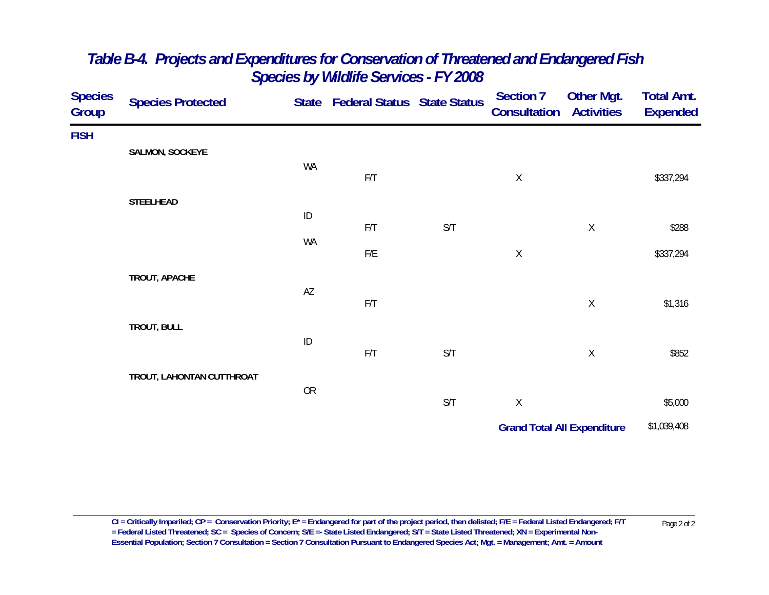# Table B-4. Projects and Expenditures for Conservation of Threatened and Endangered Fish Species by Wildlife Services - FY 2008

| Species Group | Species Protected | State | Federal Status | State Status | Section 7 Consultation | Other Mgt. Activities | Total Amt. Expended |
|---|---|---|---|---|---|---|---|
| **FISH** | | | | | | | |
| | **SALMON, SOCKEYE** | | | | | | |
| | | WA | F/T | | X | | $337,294 |
| | **STEELHEAD** | | | | | | |
| | | ID | F/T | S/T | | X | $288 |
| | | WA | F/E | | X | | $337,294 |
| | **TROUT, APACHE** | | | | | | |
| | | AZ | F/T | | | X | $1,316 |
| | **TROUT, BULL** | | | | | | |
| | | ID | F/T | S/T | | X | $852 |
| | **TROUT, LAHONTAN CUTTHROAT** | | | | | | |
| | | OR | | S/T | X | | $5,000 |
| | | | | | **Grand Total All Expenditure** | | $1,039,408 |

**CI = Critically Imperiled; CP = Conservation Priority; E* = Endangered for part of the project period, then delisted; F/E = Federal Listed Endangered; F/T = Federal Listed Threatened; SC = Species of Concern; S/E =- State Listed Endangered; S/T = State Listed Threatened; XN = Experimental Non-Essential Population; Section 7 Consultation = Section 7 Consultation Pursuant to Endangered Species Act; Mgt. = Management; Amt. = Amount**